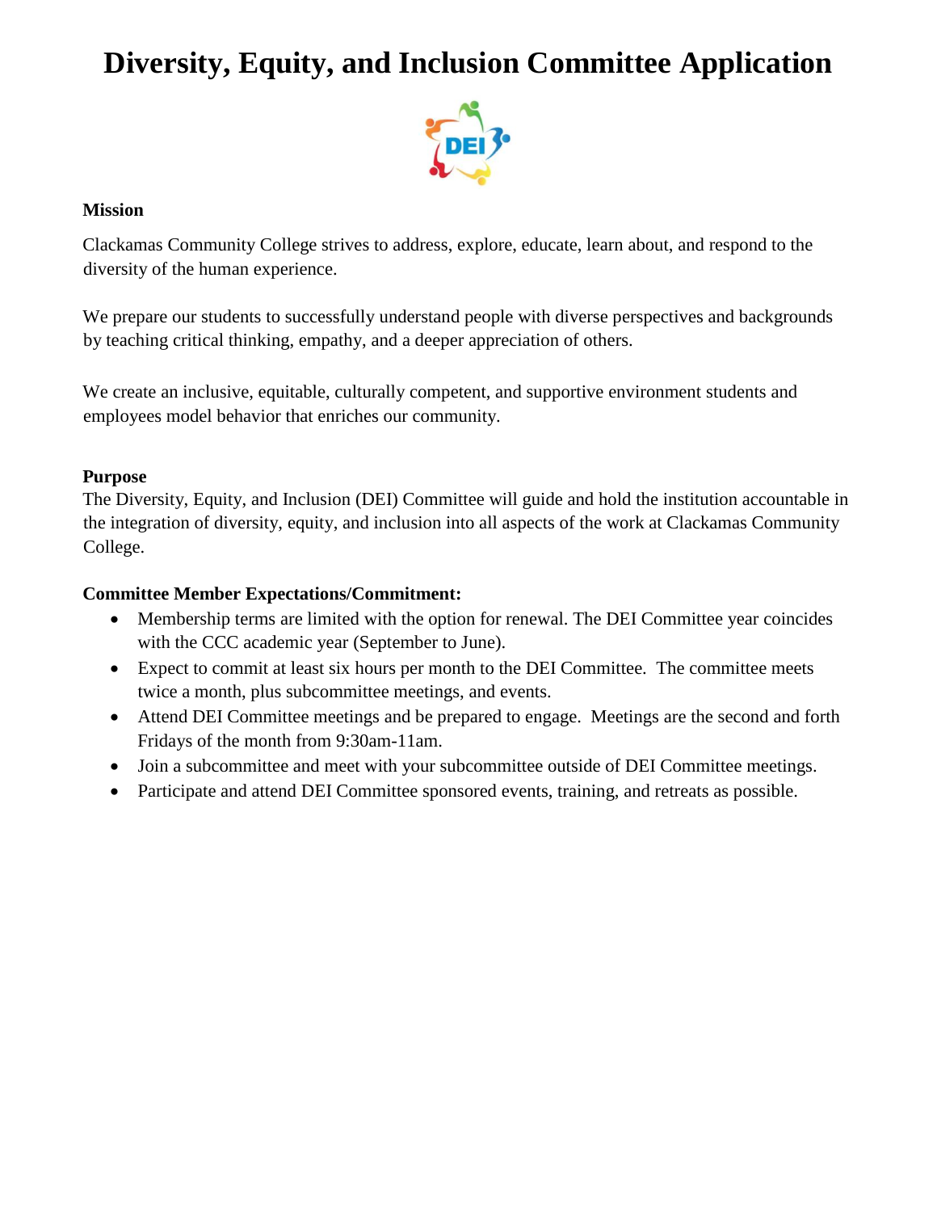# Diversity, Equity, and Inclusion Committee Application

**Mission**

Clackamas Community College strives to address, explore, educate, learn about, and respond to the diversity of the human experience.

We prepare our students to successfully understand people with diverse perspectives and backgrounds by teaching critical thinking, empathy, and a deeper appreciation of others.

We create an inclusive, equitable, culturally competent, and supportive environment students and employees model behavior that enriches our community.

**Purpose**

The Diversity, Equity, and Inclusion (DEI) Committee will guide and hold the institution accountable in the integration of diversity, equity, and inclusion into all aspects of the work at Clackamas Community College.

**Committee Member Expectations/Commitment:**

- Membership terms are limited with the option for renewal. The DEI Committee year coincides with the CCC academic year (September to June).
- Expect to commit at least six hours per month to the DEI Committee. The committee meets twice a month, plus subcommittee meetings, and events.
- Attend DEI Committee meetings and be prepared to engage. Meetings are the second and forth Fridays of the month from 9:30am-11am.
- Join a subcommittee and meet with your subcommittee outside of DEI Committee meetings.
- Participate and attend DEI Committee sponsored events, training, and retreats as possible.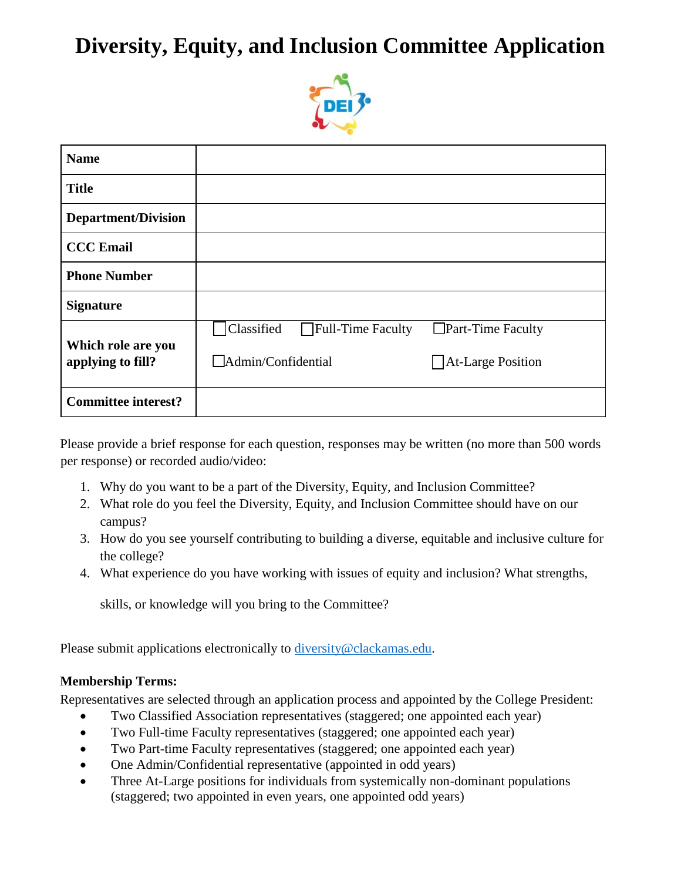# Diversity, Equity, and Inclusion Committee Application

| | |
|---|---|
| **Name** | |
| **Title** | |
| **Department/Division** | |
| **CCC Email** | |
| **Phone Number** | |
| **Signature** | |
| **Which role are you applying to fill?** | ☐ Classified ☐ Full-Time Faculty ☐ Part-Time Faculty ☐ Admin/Confidential ☐ At-Large Position |
| **Committee interest?** | |

Please provide a brief response for each question, responses may be written (no more than 500 words per response) or recorded audio/video:

1. Why do you want to be a part of the Diversity, Equity, and Inclusion Committee?
2. What role do you feel the Diversity, Equity, and Inclusion Committee should have on our campus?
3. How do you see yourself contributing to building a diverse, equitable and inclusive culture for the college?
4. What experience do you have working with issues of equity and inclusion? What strengths, skills, or knowledge will you bring to the Committee?

Please submit applications electronically to diversity@clackamas.edu.

**Membership Terms:**

Representatives are selected through an application process and appointed by the College President:

- Two Classified Association representatives (staggered; one appointed each year)
- Two Full-time Faculty representatives (staggered; one appointed each year)
- Two Part-time Faculty representatives (staggered; one appointed each year)
- One Admin/Confidential representative (appointed in odd years)
- Three At-Large positions for individuals from systemically non-dominant populations (staggered; two appointed in even years, one appointed odd years)